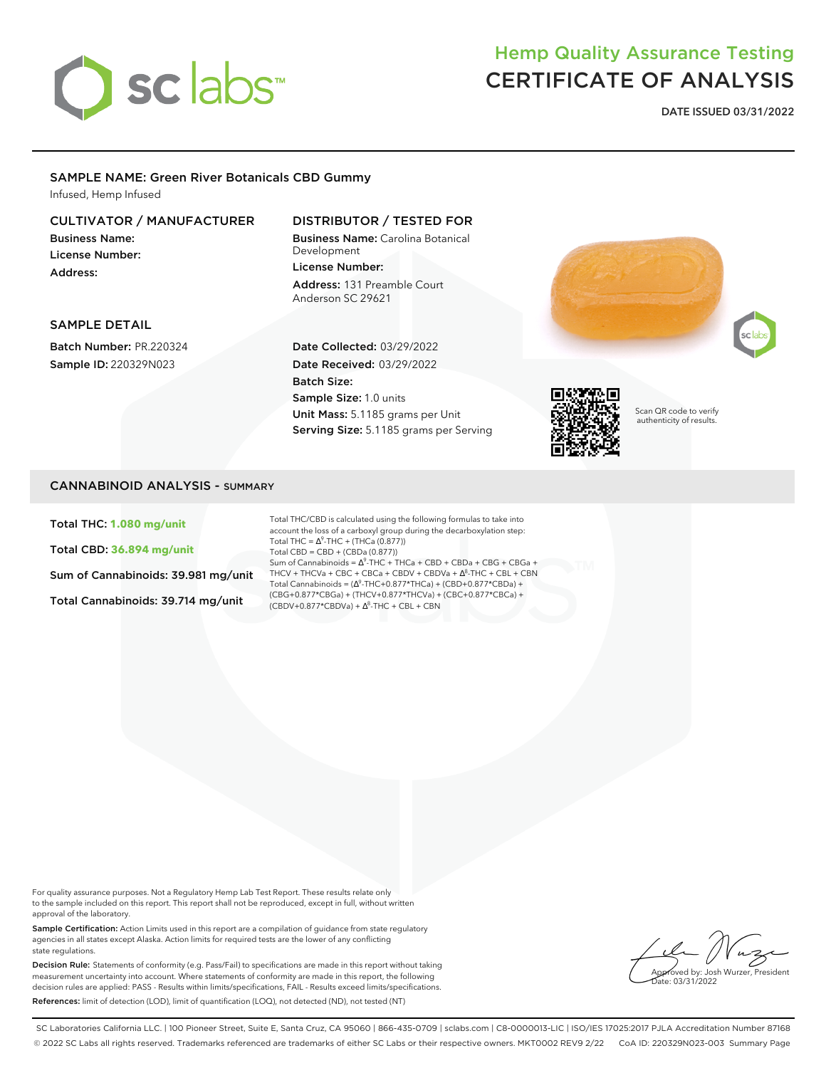# sc labs

## Hemp Quality Assurance Testing
## CERTIFICATE OF ANALYSIS

**DATE ISSUED 03/31/2022**

### SAMPLE NAME: Green River Botanicals CBD Gummy

Infused, Hemp Infused

### CULTIVATOR / MANUFACTURER

**Business Name:**

**License Number:**

**Address:**

### DISTRIBUTOR / TESTED FOR

**Business Name:** Carolina Botanical Development

**License Number:**

**Address:** 131 Preamble Court Anderson SC 29621

### SAMPLE DETAIL

**Batch Number:** PR.220324

**Sample ID:** 220329N023

**Date Collected:** 03/29/2022

**Date Received:** 03/29/2022

**Batch Size:**

**Sample Size:** 1.0 units

**Unit Mass:** 5.1185 grams per Unit

**Serving Size:** 5.1185 grams per Serving

Scan QR code to verify authenticity of results.

## CANNABINOID ANALYSIS - SUMMARY

**Total THC: 1.080 mg/unit**

**Total CBD: 36.894 mg/unit**

**Sum of Cannabinoids: 39.981 mg/unit**

**Total Cannabinoids: 39.714 mg/unit**

Total THC/CBD is calculated using the following formulas to take into account the loss of a carboxyl group during the decarboxylation step:

Total THC = $\Delta^9$-THC + (THCa (0.877))

Total CBD = CBD + (CBDa (0.877))

Sum of Cannabinoids = $\Delta^9$-THC + THCa + CBD + CBDa + CBG + CBGa + THCV + THCVa + CBC + CBCa + CBDV + CBDVa + $\Delta^8$-THC + CBL + CBN

Total Cannabinoids = ($\Delta^9$-THC+0.877*THCa) + (CBD+0.877*CBDa) + (CBG+0.877*CBGa) + (THCV+0.877*THCVa) + (CBC+0.877*CBCa) + (CBDV+0.877*CBDVa) + $\Delta^8$-THC + CBL + CBN

For quality assurance purposes. Not a Regulatory Hemp Lab Test Report. These results relate only to the sample included on this report. This report shall not be reproduced, except in full, without written approval of the laboratory.

**Sample Certification:** Action Limits used in this report are a compilation of guidance from state regulatory agencies in all states except Alaska. Action limits for required tests are the lower of any conflicting state regulations.

**Decision Rule:** Statements of conformity (e.g. Pass/Fail) to specifications are made in this report without taking measurement uncertainty into account. Where statements of conformity are made in this report, the following decision rules are applied: PASS - Results within limits/specifications, FAIL - Results exceed limits/specifications.

**References:** limit of detection (LOD), limit of quantification (LOQ), not detected (ND), not tested (NT)

Approved by: Josh Wurzer, President
Date: 03/31/2022

SC Laboratories California LLC. | 100 Pioneer Street, Suite E, Santa Cruz, CA 95060 | 866-435-0709 | sclabs.com | C8-0000013-LIC | ISO/IES 17025:2017 PJLA Accreditation Number 87168

© 2022 SC Labs all rights reserved. Trademarks referenced are trademarks of either SC Labs or their respective owners. MKT0002 REV9 2/22 CoA ID: 220329N023-003 Summary Page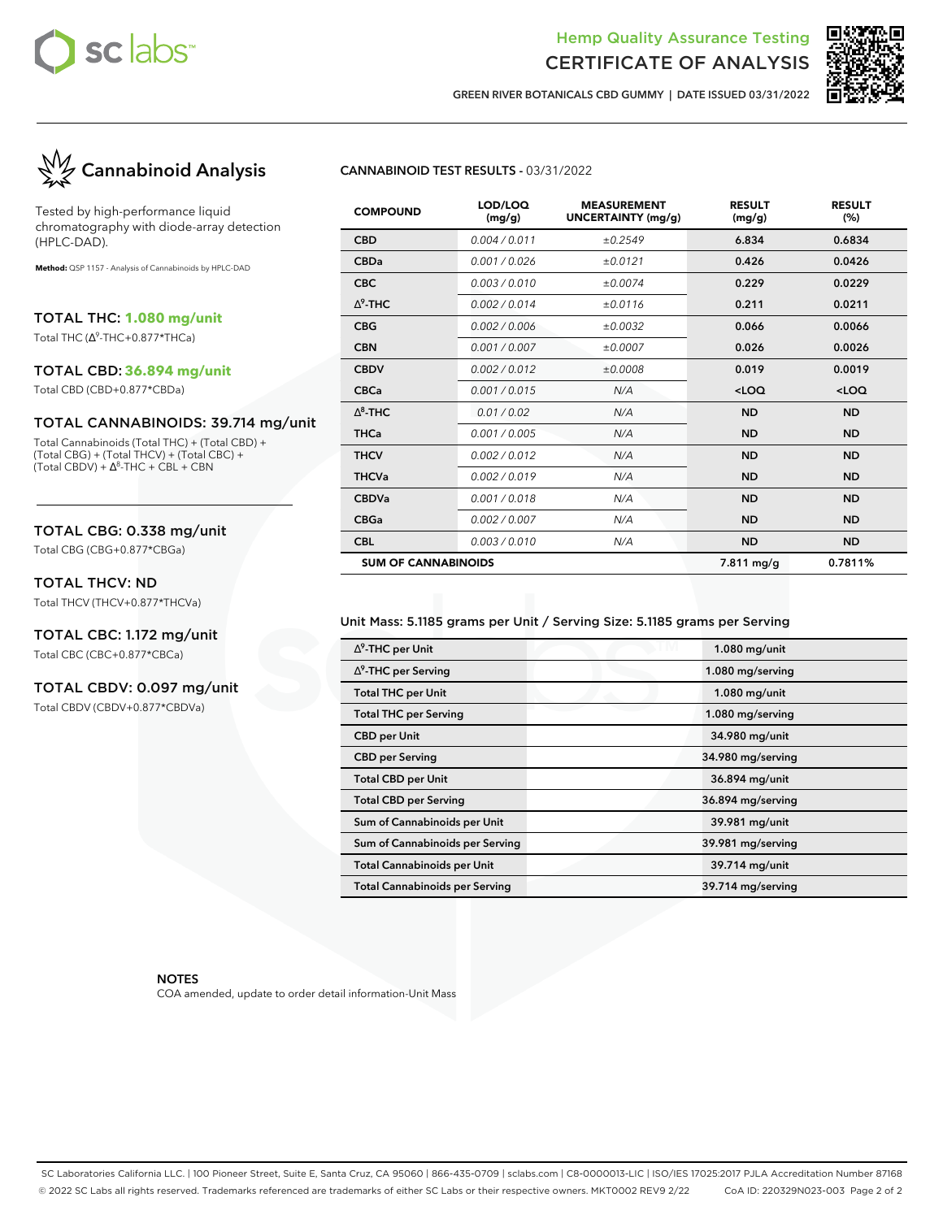Hemp Quality Assurance Testing

# CERTIFICATE OF ANALYSIS

GREEN RIVER BOTANICALS CBD GUMMY | DATE ISSUED 03/31/2022

## Cannabinoid Analysis

Tested by high-performance liquid chromatography with diode-array detection (HPLC-DAD).

**Method:** QSP 1157 - Analysis of Cannabinoids by HPLC-DAD

### TOTAL THC: 1.080 mg/unit

Total THC ($\Delta^9$-THC+0.877*THCa)

### TOTAL CBD: 36.894 mg/unit

Total CBD (CBD+0.877*CBDa)

### TOTAL CANNABINOIDS: 39.714 mg/unit

Total Cannabinoids (Total THC) + (Total CBD) + (Total CBG) + (Total THCV) + (Total CBC) + (Total CBDV) + $\Delta^8$-THC + CBL + CBN

### TOTAL CBG: 0.338 mg/unit

Total CBG (CBG+0.877*CBGa)

### TOTAL THCV: ND

Total THCV (THCV+0.877*THCVa)

### TOTAL CBC: 1.172 mg/unit

Total CBC (CBC+0.877*CBCa)

### TOTAL CBDV: 0.097 mg/unit

Total CBDV (CBDV+0.877*CBDVa)

**CANNABINOID TEST RESULTS** - 03/31/2022

| COMPOUND | LOD/LOQ (mg/g) | MEASUREMENT UNCERTAINTY (mg/g) | RESULT (mg/g) | RESULT (%) |
|---|---|---|---|---|
| CBD | 0.004 / 0.011 | ±0.2549 | 6.834 | 0.6834 |
| CBDa | 0.001 / 0.026 | ±0.0121 | 0.426 | 0.0426 |
| CBC | 0.003 / 0.010 | ±0.0074 | 0.229 | 0.0229 |
| $\Delta^9$-THC | 0.002 / 0.014 | ±0.0116 | 0.211 | 0.0211 |
| CBG | 0.002 / 0.006 | ±0.0032 | 0.066 | 0.0066 |
| CBN | 0.001 / 0.007 | ±0.0007 | 0.026 | 0.0026 |
| CBDV | 0.002 / 0.012 | ±0.0008 | 0.019 | 0.0019 |
| CBCa | 0.001 / 0.015 | N/A | <LOQ | <LOQ |
| $\Delta^8$-THC | 0.01 / 0.02 | N/A | ND | ND |
| THCa | 0.001 / 0.005 | N/A | ND | ND |
| THCV | 0.002 / 0.012 | N/A | ND | ND |
| THCVa | 0.002 / 0.019 | N/A | ND | ND |
| CBDVa | 0.001 / 0.018 | N/A | ND | ND |
| CBGa | 0.002 / 0.007 | N/A | ND | ND |
| CBL | 0.003 / 0.010 | N/A | ND | ND |
| **SUM OF CANNABINOIDS** | | | **7.811 mg/g** | **0.7811%** |

Unit Mass: 5.1185 grams per Unit / Serving Size: 5.1185 grams per Serving

| | |
|---|---|
| $\Delta^9$-THC per Unit | 1.080 mg/unit |
| $\Delta^9$-THC per Serving | 1.080 mg/serving |
| Total THC per Unit | 1.080 mg/unit |
| Total THC per Serving | 1.080 mg/serving |
| CBD per Unit | 34.980 mg/unit |
| CBD per Serving | 34.980 mg/serving |
| Total CBD per Unit | 36.894 mg/unit |
| Total CBD per Serving | 36.894 mg/serving |
| Sum of Cannabinoids per Unit | 39.981 mg/unit |
| Sum of Cannabinoids per Serving | 39.981 mg/serving |
| Total Cannabinoids per Unit | 39.714 mg/unit |
| Total Cannabinoids per Serving | 39.714 mg/serving |

**NOTES**

COA amended, update to order detail information-Unit Mass

SC Laboratories California LLC. | 100 Pioneer Street, Suite E, Santa Cruz, CA 95060 | 866-435-0709 | sclabs.com | C8-0000013-LIC | ISO/IES 17025:2017 PJLA Accreditation Number 87168
© 2022 SC Labs all rights reserved. Trademarks referenced are trademarks of either SC Labs or their respective owners. MKT0002 REV9 2/22 CoA ID: 220329N023-003